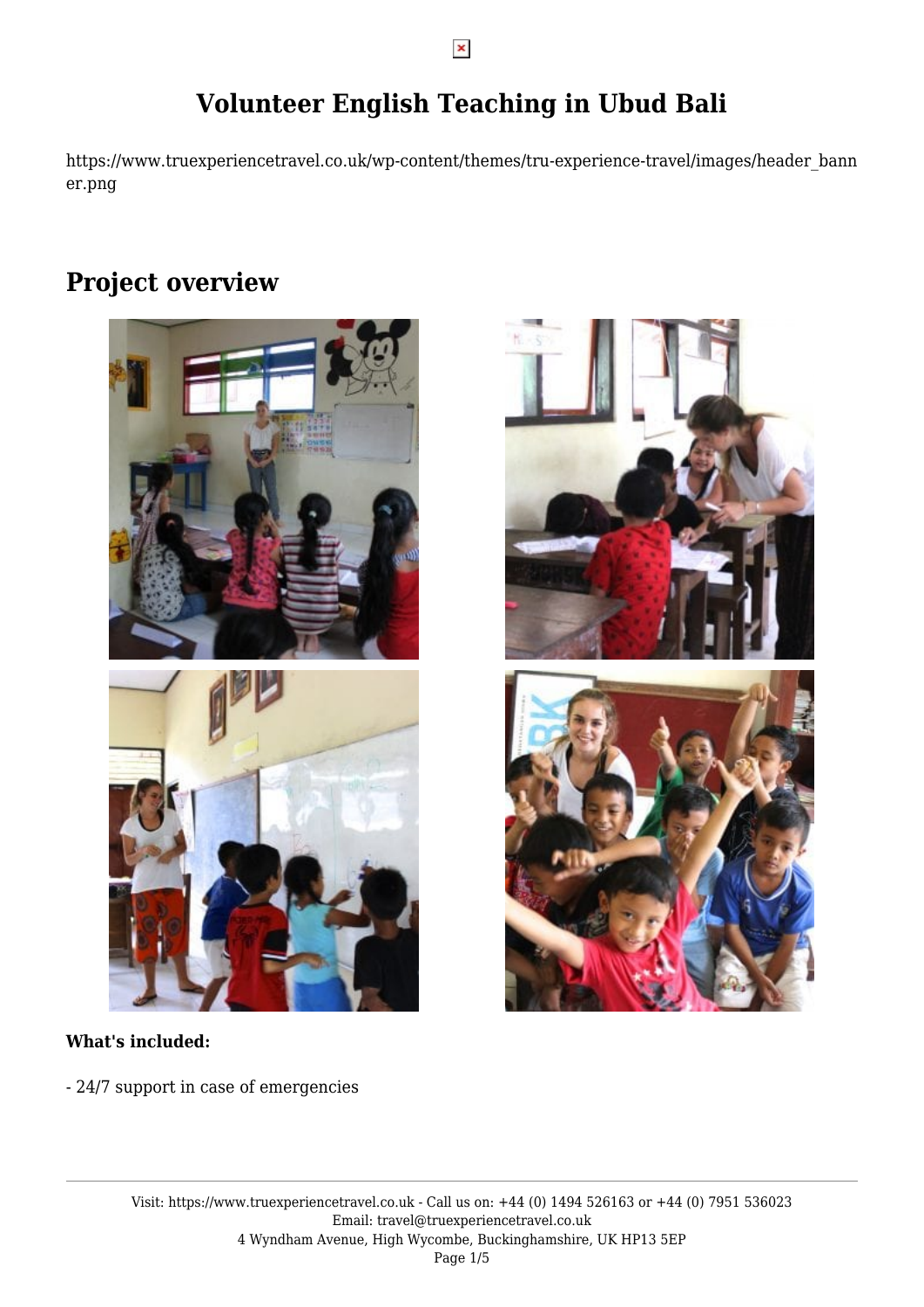# Volunteer English Teaching in Ubud Bali

https://www.truexperiencetravel.co.uk/wp-content/themes/tru-experience-travel/images/header_banner.png

## Project overview

**What's included:**

- 24/7 support in case of emergencies

Visit: https://www.truexperiencetravel.co.uk - Call us on: +44 (0) 1494 526163 or +44 (0) 7951 536023
Email: travel@truexperiencetravel.co.uk
4 Wyndham Avenue, High Wycombe, Buckinghamshire, UK HP13 5EP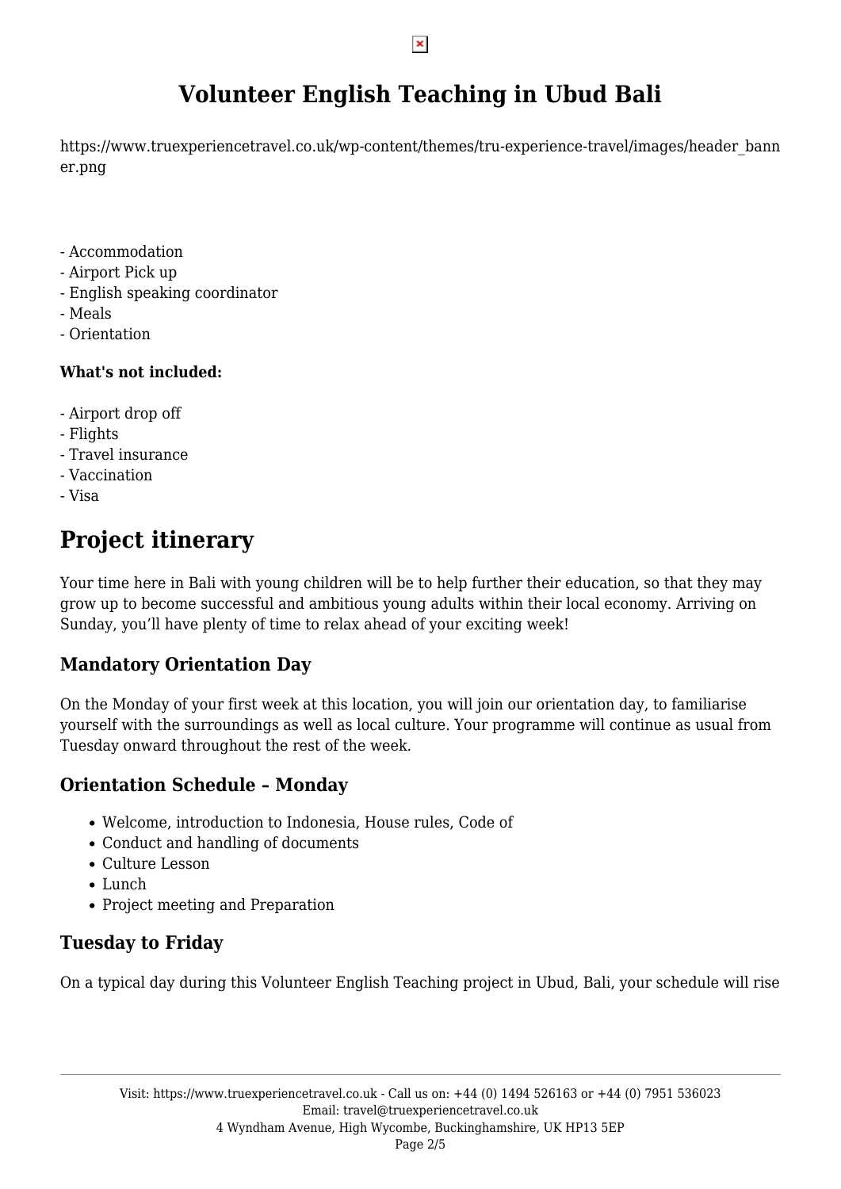# Volunteer English Teaching in Ubud Bali

https://www.truexperiencetravel.co.uk/wp-content/themes/tru-experience-travel/images/header_banner.png

- Accommodation
- Airport Pick up
- English speaking coordinator
- Meals
- Orientation

**What's not included:**

- Airport drop off
- Flights
- Travel insurance
- Vaccination
- Visa

## Project itinerary

Your time here in Bali with young children will be to help further their education, so that they may grow up to become successful and ambitious young adults within their local economy. Arriving on Sunday, you'll have plenty of time to relax ahead of your exciting week!

### Mandatory Orientation Day

On the Monday of your first week at this location, you will join our orientation day, to familiarise yourself with the surroundings as well as local culture. Your programme will continue as usual from Tuesday onward throughout the rest of the week.

### Orientation Schedule – Monday

- Welcome, introduction to Indonesia, House rules, Code of
- Conduct and handling of documents
- Culture Lesson
- Lunch
- Project meeting and Preparation

### Tuesday to Friday

On a typical day during this Volunteer English Teaching project in Ubud, Bali, your schedule will rise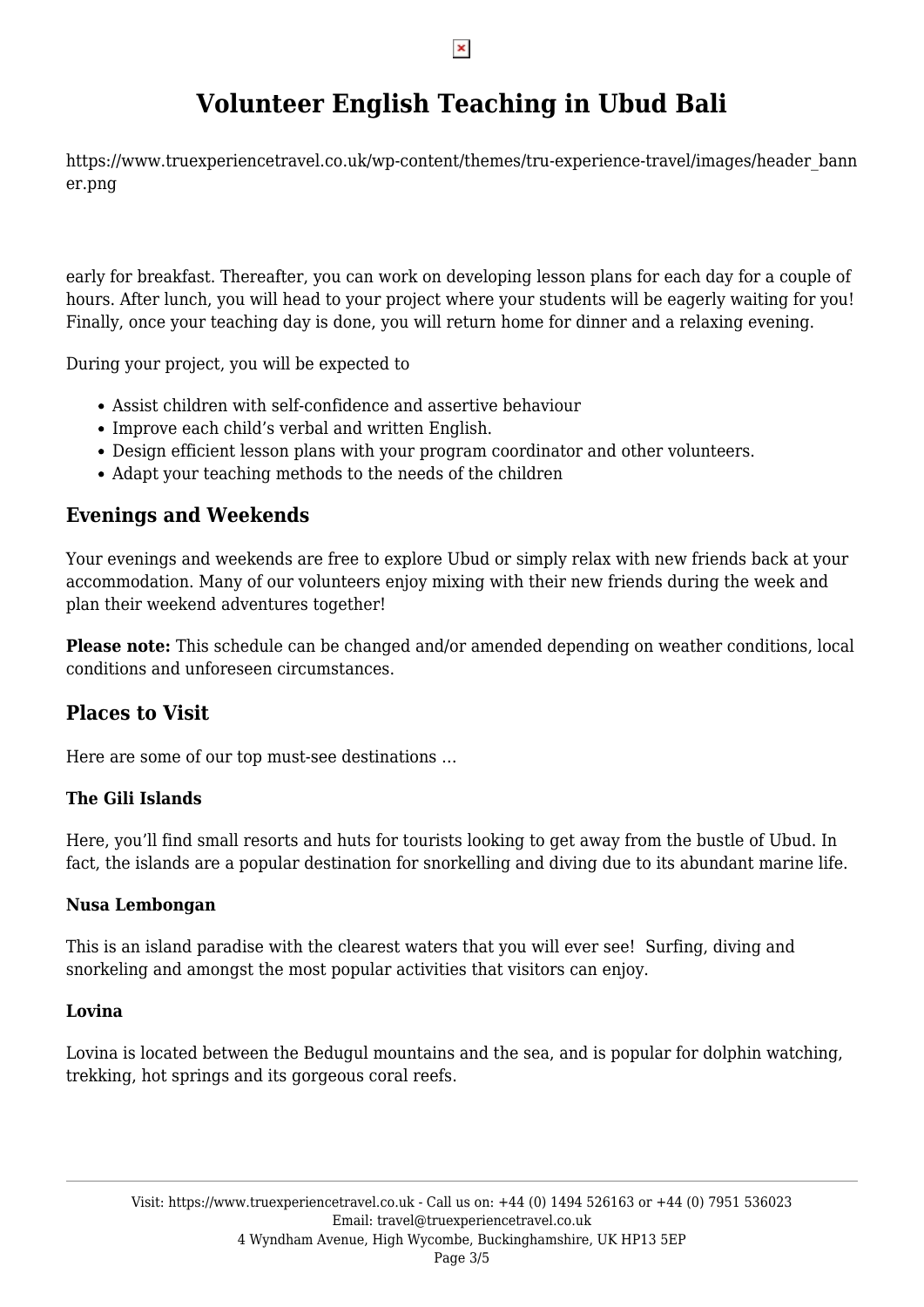early for breakfast. Thereafter, you can work on developing lesson plans for each day for a couple of hours. After lunch, you will head to your project where your students will be eagerly waiting for you! Finally, once your teaching day is done, you will return home for dinner and a relaxing evening.

During your project, you will be expected to

- Assist children with self-confidence and assertive behaviour
- Improve each child's verbal and written English.
- Design efficient lesson plans with your program coordinator and other volunteers.
- Adapt your teaching methods to the needs of the children

## Evenings and Weekends

Your evenings and weekends are free to explore Ubud or simply relax with new friends back at your accommodation. Many of our volunteers enjoy mixing with their new friends during the week and plan their weekend adventures together!

**Please note:** This schedule can be changed and/or amended depending on weather conditions, local conditions and unforeseen circumstances.

## Places to Visit

Here are some of our top must-see destinations …

**The Gili Islands**

Here, you'll find small resorts and huts for tourists looking to get away from the bustle of Ubud. In fact, the islands are a popular destination for snorkelling and diving due to its abundant marine life.

**Nusa Lembongan**

This is an island paradise with the clearest waters that you will ever see! Surfing, diving and snorkeling and amongst the most popular activities that visitors can enjoy.

**Lovina**

Lovina is located between the Bedugul mountains and the sea, and is popular for dolphin watching, trekking, hot springs and its gorgeous coral reefs.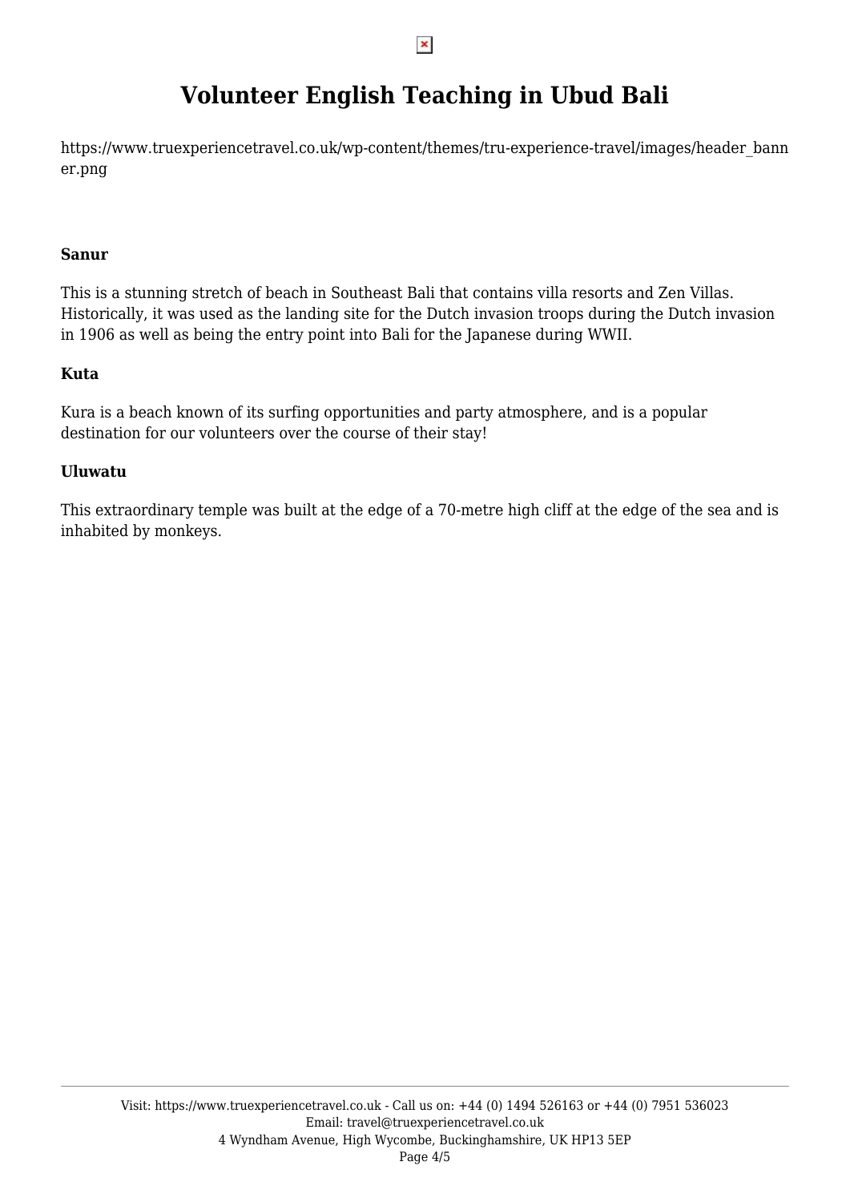## Sanur

This is a stunning stretch of beach in Southeast Bali that contains villa resorts and Zen Villas. Historically, it was used as the landing site for the Dutch invasion troops during the Dutch invasion in 1906 as well as being the entry point into Bali for the Japanese during WWII.

## Kuta

Kura is a beach known of its surfing opportunities and party atmosphere, and is a popular destination for our volunteers over the course of their stay!

## Uluwatu

This extraordinary temple was built at the edge of a 70-metre high cliff at the edge of the sea and is inhabited by monkeys.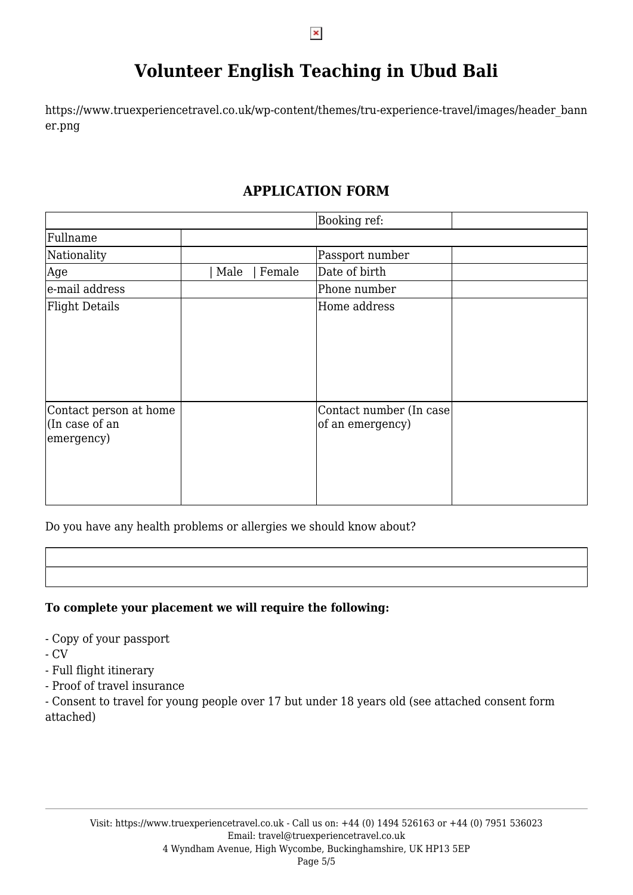# Volunteer English Teaching in Ubud Bali

https://www.truexperiencetravel.co.uk/wp-content/themes/tru-experience-travel/images/header_banner.png

## APPLICATION FORM

| | | | |
|---|---|---|---|
| | | Booking ref: | |
| Fullname | | | |
| Nationality | | Passport number | |
| Age | \| Male \| Female | Date of birth | |
| e-mail address | | Phone number | |
| Flight Details | | Home address | |
| Contact person at home (In case of an emergency) | | Contact number (In case of an emergency) | |

Do you have any health problems or allergies we should know about?

| |
|---|
| |
| |

**To complete your placement we will require the following:**

- Copy of your passport
- CV
- Full flight itinerary
- Proof of travel insurance
- Consent to travel for young people over 17 but under 18 years old (see attached consent form attached)

Visit: https://www.truexperiencetravel.co.uk - Call us on: +44 (0) 1494 526163 or +44 (0) 7951 536023
Email: travel@truexperiencetravel.co.uk
4 Wyndham Avenue, High Wycombe, Buckinghamshire, UK HP13 5EP